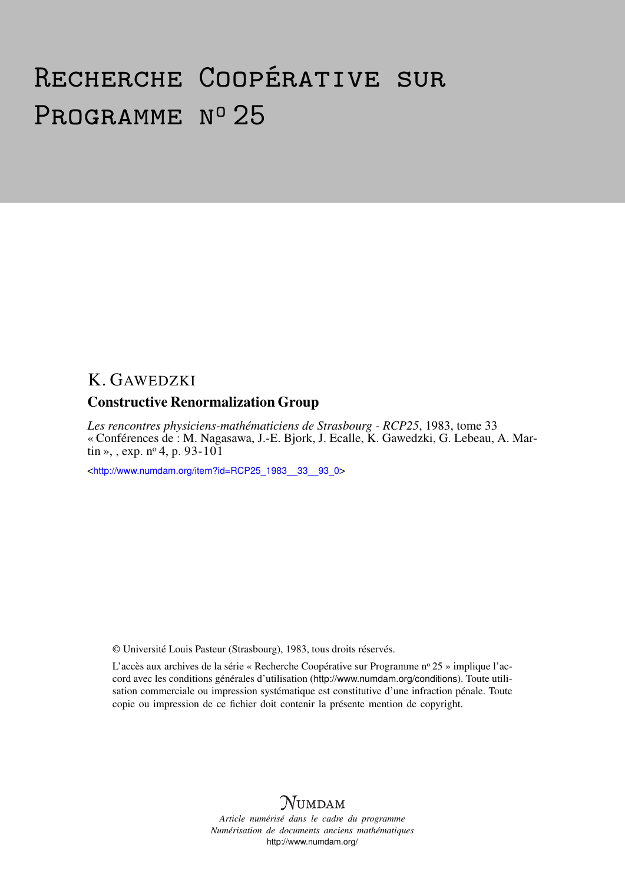# Recherche Coopérative sur Programme n° 25

K. Gawedzki

## Constructive Renormalization Group

*Les rencontres physiciens-mathématiciens de Strasbourg - RCP25*, 1983, tome 33 « Conférences de : M. Nagasawa, J.-E. Bjork, J. Ecalle, K. Gawedzki, G. Lebeau, A. Martin », , exp. n° 4, p. 93-101

<http://www.numdam.org/item?id=RCP25_1983__33__93_0>

© Université Louis Pasteur (Strasbourg), 1983, tous droits réservés.

L'accès aux archives de la série « Recherche Coopérative sur Programme n° 25 » implique l'accord avec les conditions générales d'utilisation (http://www.numdam.org/conditions). Toute utilisation commerciale ou impression systématique est constitutive d'une infraction pénale. Toute copie ou impression de ce fichier doit contenir la présente mention de copyright.

Numdam

*Article numérisé dans le cadre du programme Numérisation de documents anciens mathématiques*
http://www.numdam.org/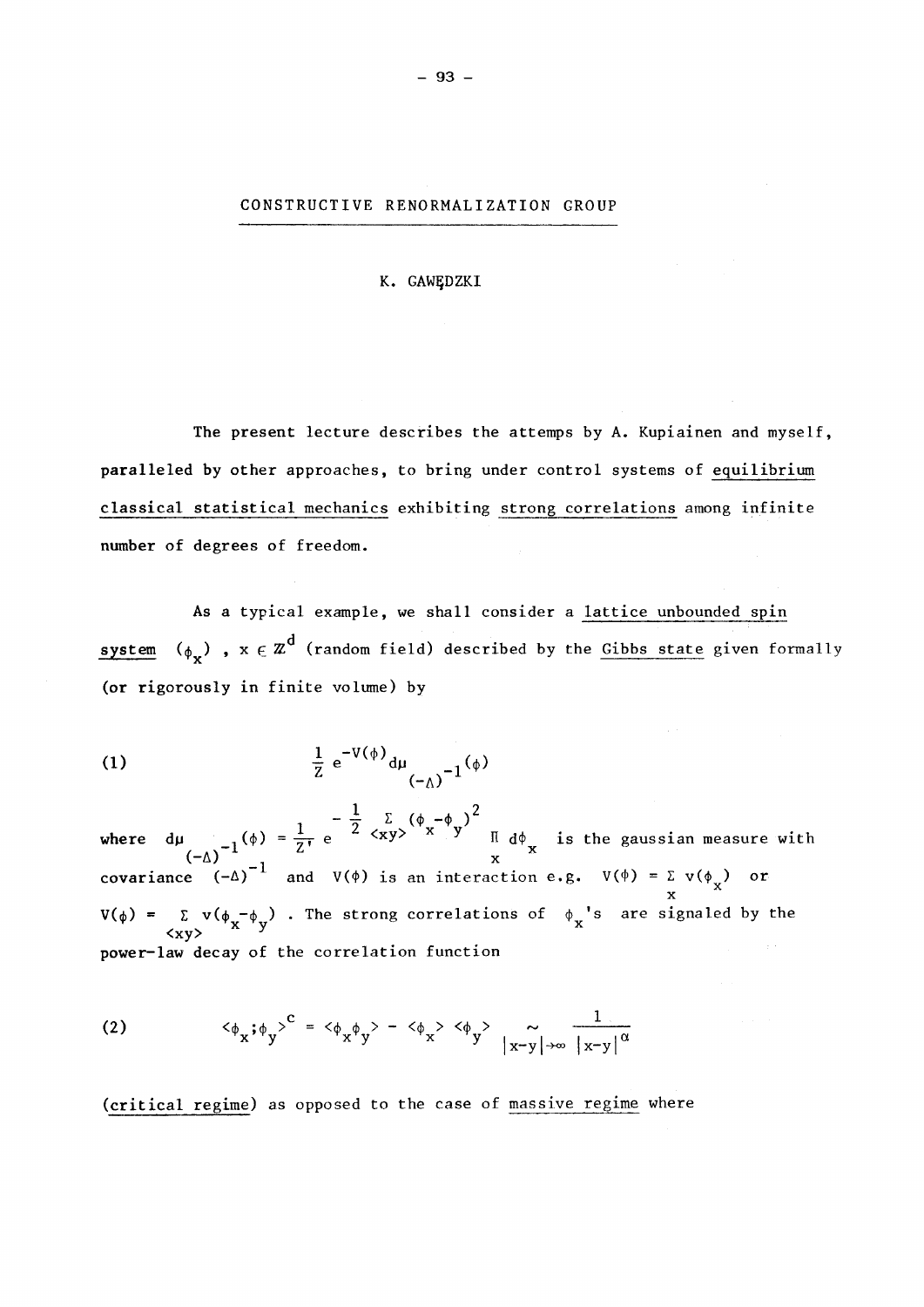# CONSTRUCTIVE RENORMALIZATION GROUP

K. GAWĘDZKI

The present lecture describes the attemps by A. Kupiainen and myself, paralleled by other approaches, to bring under control systems of <u>equilibrium classical statistical mechanics</u> exhibiting <u>strong correlations</u> among infinite number of degrees of freedom.

As a typical example, we shall consider a <u>lattice unbounded spin system</u> $(\phi_x)$ , $x \in \mathbb{Z}^d$ (random field) described by the <u>Gibbs state</u> given formally (or rigorously in finite volume) by

$$\frac{1}{Z} e^{-V(\phi)} d\mu_{(-\Delta)^{-1}}(\phi) \tag{1}$$

where $d\mu_{(-\Delta)^{-1}}(\phi) = \frac{1}{Z'} e^{-\frac{1}{2} \sum_{\langle xy \rangle} (\phi_x - \phi_y)^2} \prod_x d\phi_x$ is the gaussian measure with covariance $(-\Delta)^{-1}$ and $V(\phi)$ is an interaction e.g. $V(\phi) = \sum_x v(\phi_x)$ or $V(\phi) = \sum_{\langle xy \rangle} v(\phi_x - \phi_y)$ . The strong correlations of $\phi_x$'s are signaled by the power-law decay of the correlation function

$$\langle \phi_x ; \phi_y \rangle^c = \langle \phi_x \phi_y \rangle - \langle \phi_x \rangle \langle \phi_y \rangle \underset{|x-y| \to \infty}{\sim} \frac{1}{|x-y|^\alpha} \tag{2}$$

(<u>critical regime</u>) as opposed to the case of <u>massive regime</u> where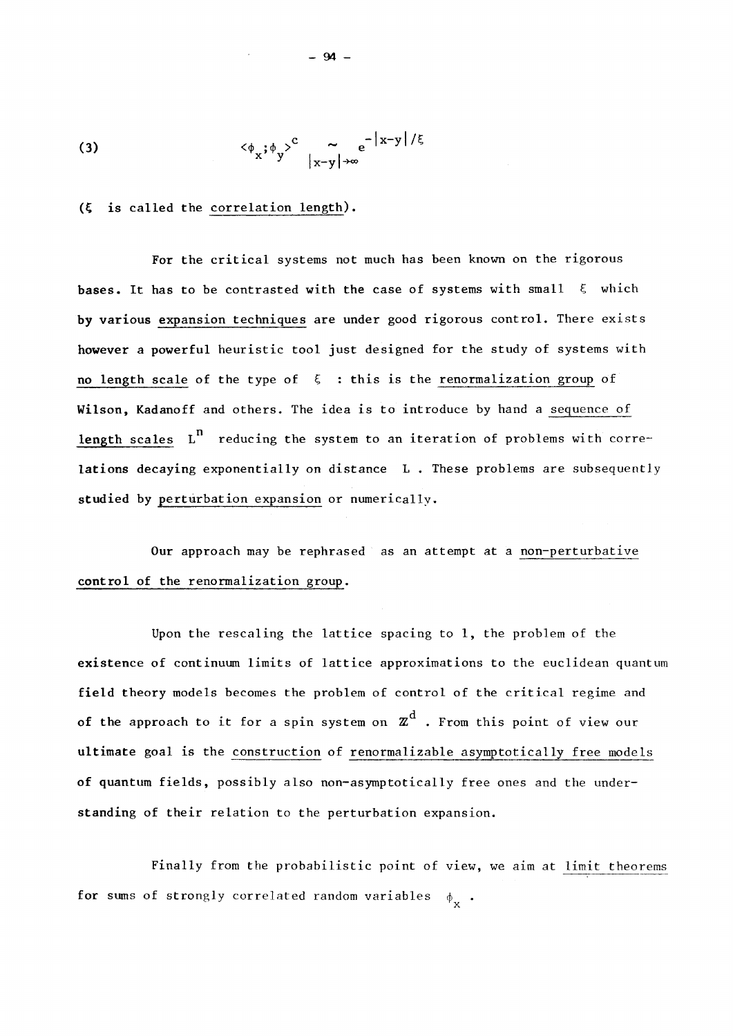$$\langle \phi_x ; \phi_y \rangle^c \underset{|x-y|\to\infty}{\sim} e^{-|x-y|/\xi} \tag{3}$$

($\xi$ is called the <u>correlation length</u>).

For the critical systems not much has been known on the rigorous bases. It has to be contrasted with the case of systems with small $\xi$ which by various <u>expansion techniques</u> are under good rigorous control. There exists however a powerful heuristic tool just designed for the study of systems with <u>no length scale</u> of the type of $\xi$ : this is the <u>renormalization group</u> of Wilson, Kadanoff and others. The idea is to introduce by hand a <u>sequence of length scales</u> $L^n$ reducing the system to an iteration of problems with correlations decaying exponentially on distance $L$. These problems are subsequently studied by <u>perturbation expansion</u> or numerically.

Our approach may be rephrased as an attempt at a <u>non-perturbative control of the renormalization group</u>.

Upon the rescaling the lattice spacing to 1, the problem of the existence of continuum limits of lattice approximations to the euclidean quantum field theory models becomes the problem of control of the critical regime and of the approach to it for a spin system on $\mathbb{Z}^d$. From this point of view our ultimate goal is the <u>construction</u> of <u>renormalizable asymptotically free models</u> of quantum fields, possibly also non-asymptotically free ones and the understanding of their relation to the perturbation expansion.

Finally from the probabilistic point of view, we aim at <u>limit theorems</u> for sums of strongly correlated random variables $\phi_x$.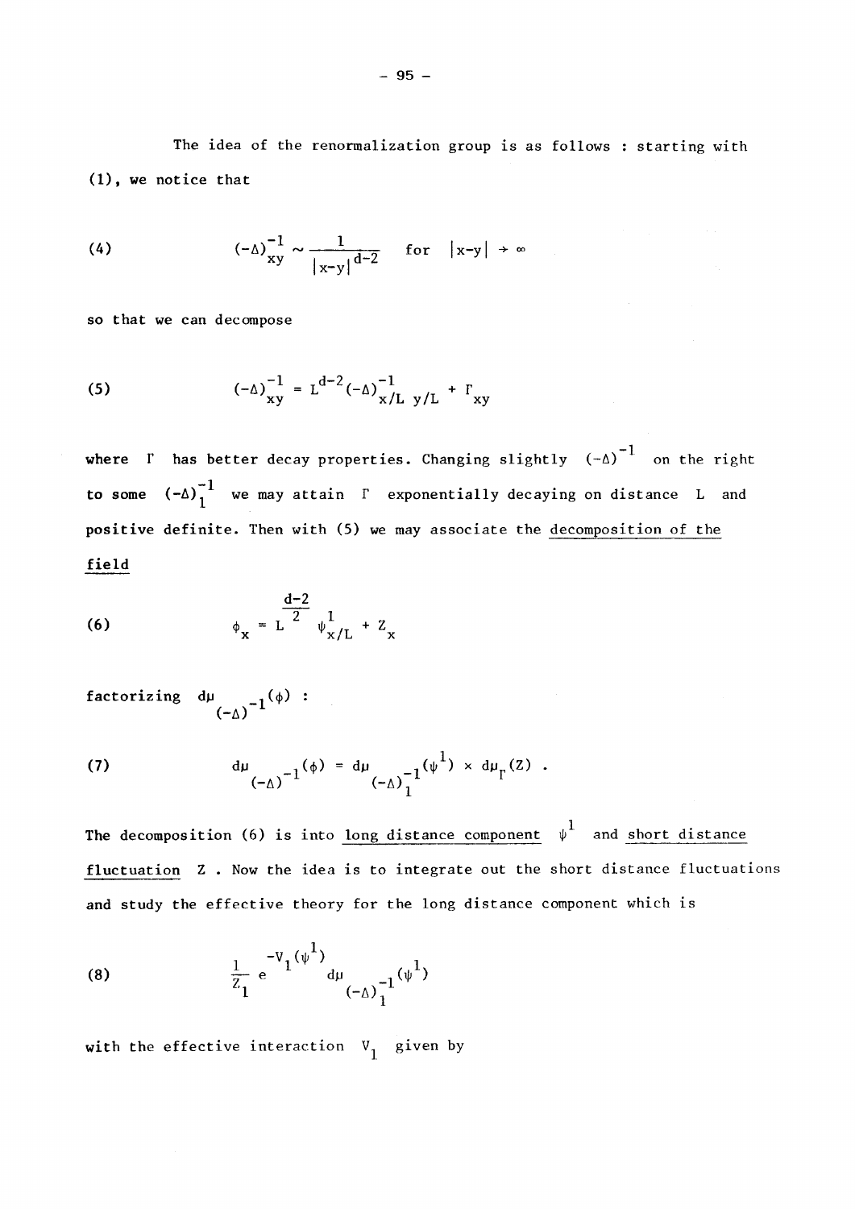The idea of the renormalization group is as follows : starting with (1), we notice that

$$(-\Delta)^{-1}_{xy} \sim \frac{1}{|x-y|^{d-2}} \quad \text{for} \quad |x-y| \to \infty \tag{4}$$

so that we can decompose

$$(-\Delta)^{-1}_{xy} = L^{d-2}(-\Delta)^{-1}_{x/L\; y/L} + \Gamma_{xy} \tag{5}$$

where $\Gamma$ has better decay properties. Changing slightly $(-\Delta)^{-1}$ on the right to some $(-\Delta)^{-1}_1$ we may attain $\Gamma$ exponentially decaying on distance $L$ and positive definite. Then with (5) we may associate the <u>decomposition of the field</u>

$$\phi_x = L^{\frac{d-2}{2}} \psi^1_{x/L} + Z_x \tag{6}$$

factorizing $d\mu_{(-\Delta)^{-1}}(\phi)$ :

$$d\mu_{(-\Delta)^{-1}}(\phi) = d\mu_{(-\Delta)^{-1}_1}(\psi^1) \times d\mu_\Gamma(Z) \; . \tag{7}$$

The decomposition (6) is into <u>long distance component</u> $\psi^1$ and <u>short distance fluctuation</u> $Z$. Now the idea is to integrate out the short distance fluctuations and study the effective theory for the long distance component which is

$$\frac{1}{Z_1} e^{-V_1(\psi^1)} d\mu_{(-\Delta)^{-1}_1}(\psi^1) \tag{8}$$

with the effective interaction $V_1$ given by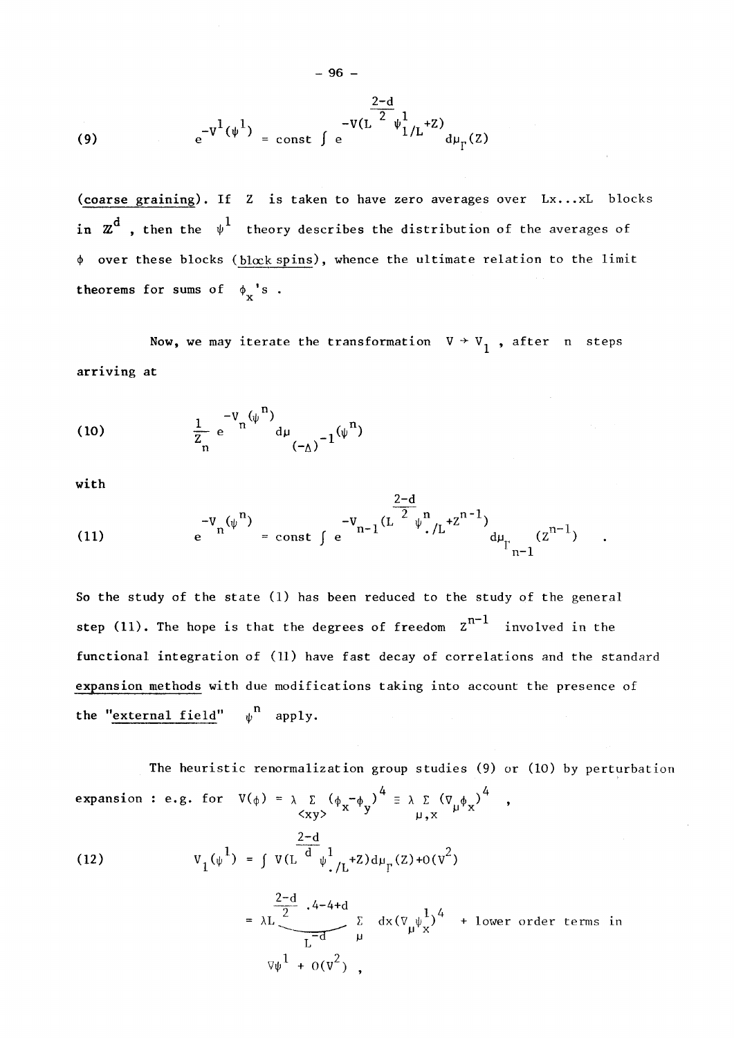$$e^{-V^1(\psi^1)} = \text{const} \int e^{-V(L^{\frac{2-d}{2}} \psi^1_{/L} + Z)} d\mu_\Gamma(Z) \tag{9}$$

(<u>coarse graining</u>). If $Z$ is taken to have zero averages over $L\times\ldots\times L$ blocks in $\mathbb{Z}^d$, then the $\psi^1$ theory describes the distribution of the averages of $\phi$ over these blocks (<u>block spins</u>), whence the ultimate relation to the limit theorems for sums of $\phi_x$'s.

Now, we may iterate the transformation $V \to V_1$, after $n$ steps arriving at

$$\frac{1}{Z_n} e^{-V_n(\psi^n)} d\mu_{(-\Delta)^{-1}}(\psi^n) \tag{10}$$

with

$$e^{-V_n(\psi^n)} = \text{const} \int e^{-V_{n-1}(L^{\frac{2-d}{2}} \psi^n_{\cdot/L} + Z^{n-1})} d\mu_{\Gamma_{n-1}}(Z^{n-1}) \quad . \tag{11}$$

So the study of the state (1) has been reduced to the study of the general step (11). The hope is that the degrees of freedom $Z^{n-1}$ involved in the functional integration of (11) have fast decay of correlations and the standard <u>expansion methods</u> with due modifications taking into account the presence of the <u>"external field"</u> $\psi^n$ apply.

The heuristic renormalization group studies (9) or (10) by perturbation expansion : e.g. for $V(\phi) = \lambda \sum_{\langle xy \rangle} (\phi_x - \phi_y)^4 \equiv \lambda \sum_{\mu,x} (\nabla_\mu \phi_x)^4$ ,

$$V_1(\psi^1) = \int V(L^{\frac{2-d}{d}} \psi^1_{\cdot/L} + Z) d\mu_\Gamma(Z) + O(V^2) \tag{12}$$

$$= \lambda \underbrace{L^{\frac{2-d}{2} \cdot 4 - 4 + d}}_{L^{-d}} \sum_\mu \int dx (\nabla_\mu \psi^1_x)^4 + \text{lower order terms in } \nabla\psi^1 + O(V^2) \ ,$$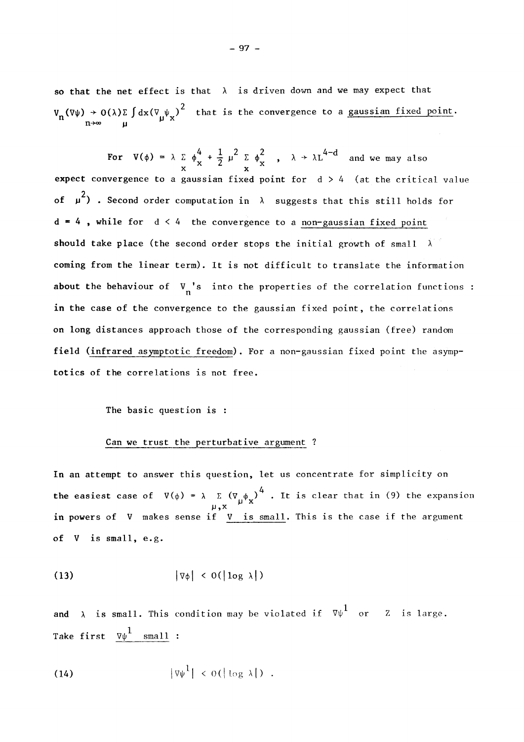so that the net effect is that $\lambda$ is driven down and we may expect that $V_n(\nabla\psi) \underset{n\to\infty}{\to} O(\lambda)\sum_\mu \int dx(\nabla_\mu\psi_x)^2$ that is the convergence to a <u>gaussian fixed point</u>.

For $V(\phi) = \lambda \sum_x \phi_x^4 + \frac{1}{2}\mu^2 \sum_x \phi_x^2$ , $\lambda \to \lambda L^{4-d}$ and we may also expect convergence to a gaussian fixed point for $d > 4$ (at the critical value of $\mu^2$) . Second order computation in $\lambda$ suggests that this still holds for $d = 4$ , while for $d < 4$ the convergence to a <u>non-gaussian fixed point</u> should take place (the second order stops the initial growth of small $\lambda$ coming from the linear term). It is not difficult to translate the information about the behaviour of $V_n$'s into the properties of the correlation functions : in the case of the convergence to the gaussian fixed point, the correlations on long distances approach those of the corresponding gaussian (free) random field (<u>infrared asymptotic freedom</u>). For a non-gaussian fixed point the asymptotics of the correlations is not free.

The basic question is :

<u>Can we trust the perturbative argument</u> ?

In an attempt to answer this question, let us concentrate for simplicity on the easiest case of $V(\phi) = \lambda \sum_{\mu,x} (\nabla_\mu\phi_x)^4$ . It is clear that in (9) the expansion in powers of $V$ makes sense if <u>$V$ is small</u>. This is the case if the argument of $V$ is small, e.g.

$$(13) \qquad |\nabla\phi| < O(|\log\lambda|)$$

and $\lambda$ is small. This condition may be violated if $\nabla\psi^1$ or $Z$ is large. Take first <u>$\nabla\psi^1$ small</u> :

$$(14) \qquad |\nabla\psi^1| < O(|\log\lambda|) \ .$$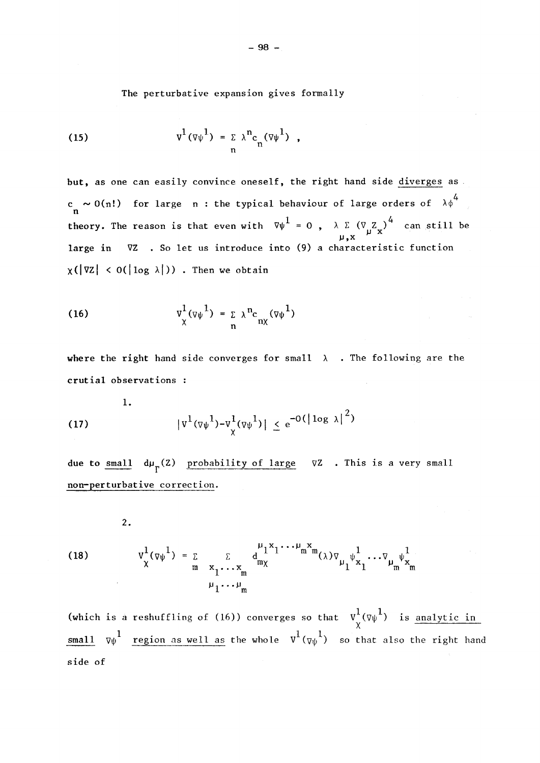The perturbative expansion gives formally

$$V^1(\nabla\psi^1) = \sum_n \lambda^n c_n(\nabla\psi^1) \,, \tag{15}$$

but, as one can easily convince oneself, the right hand side <u>diverges</u> as $c_n \sim O(n!)$ for large $n$ : the typical behaviour of large orders of $\lambda\phi^4$ theory. The reason is that even with $\nabla\psi^1 = 0$ , $\lambda \sum_{\mu,x} (\nabla_\mu Z_x)^4$ can still be large in $\nabla Z$ . So let us introduce into (9) a characteristic function $\chi(|\nabla Z| < O(|\log \lambda|))$ . Then we obtain

$$V^1_\chi(\nabla\psi^1) = \sum_n \lambda^n c_{n\chi}(\nabla\psi^1) \tag{16}$$

where the right hand side converges for small $\lambda$ . The following are the crutial observations :

1.

$$|V^1(\nabla\psi^1) - V^1_\chi(\nabla\psi^1)| \leq e^{-O(|\log \lambda|^2)} \tag{17}$$

due to <u>small</u> $d\mu_\Gamma(Z)$ <u>probability of large</u> $\nabla Z$ . This is a very small <u>non-perturbative correction</u>.

2.

$$V^1_\chi(\nabla\psi^1) = \sum_m \sum_{\substack{x_1 \dots x_m \\ \mu_1 \dots \mu_m}} d^{\mu_1 x_1 \dots \mu_m x_m}_{m\chi}(\lambda) \nabla_{\mu_1}\psi^1_{x_1} \dots \nabla_{\mu_m}\psi^1_{x_m} \tag{18}$$

(which is a reshuffling of (16)) converges so that $V^1_\chi(\nabla\psi^1)$ is <u>analytic in small</u> $\nabla\psi^1$ <u>region as well as</u> the whole $V^1(\nabla\psi^1)$ so that also the right hand side of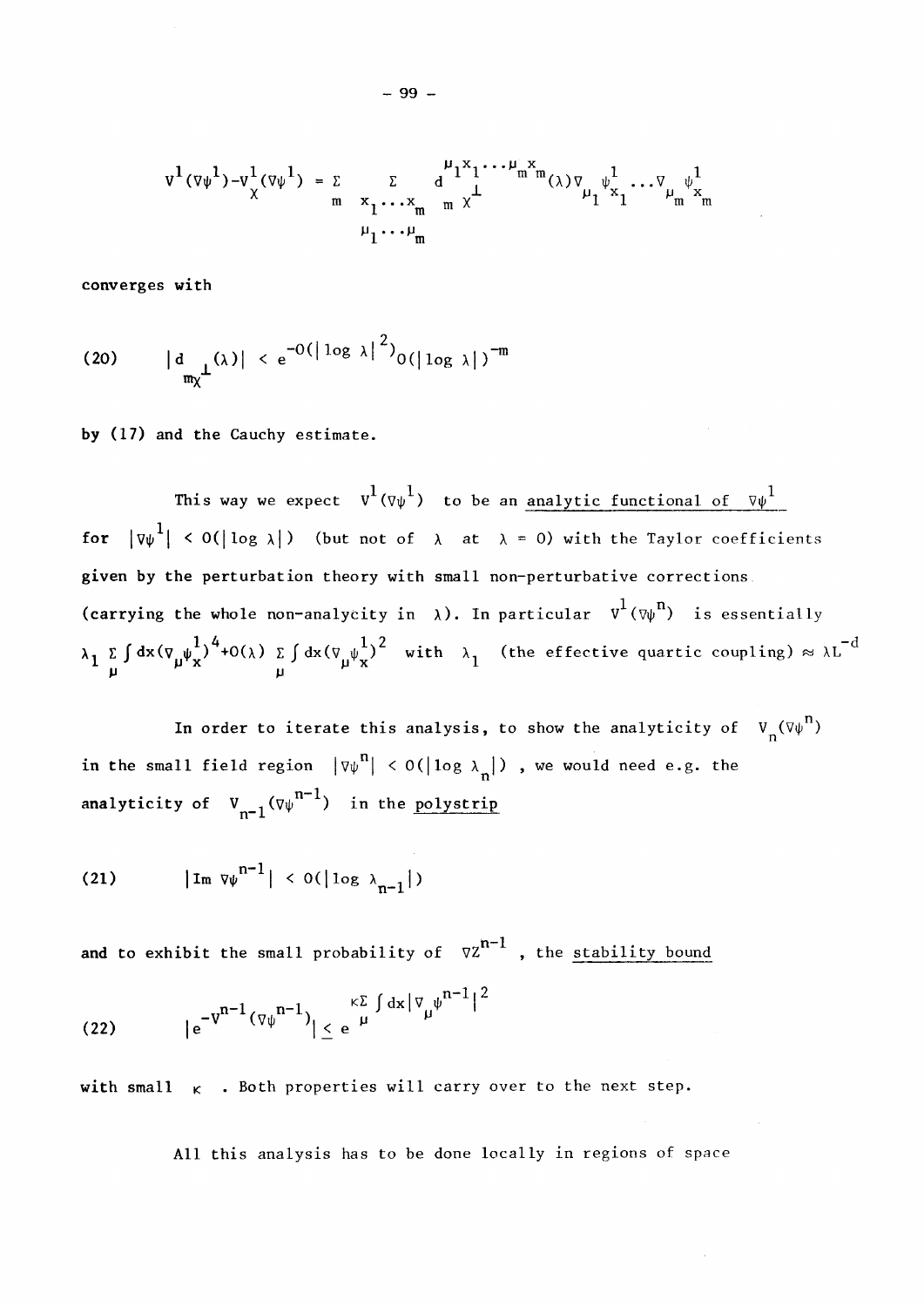$$V^1(\nabla\psi^1) - V^1_\chi(\nabla\psi^1) = \sum_m \sum_{\substack{x_1\ldots x_m \\ \mu_1\ldots\mu_m}} d^{\mu_1 x_1 \ldots \mu_m x_m}_{m\,\chi^\perp}(\lambda)\, \nabla_{\mu_1}\psi^1_{x_1} \ldots \nabla_{\mu_m}\psi^1_{x_m}$$

converges with

$$(20) \qquad |d_{m\chi^\perp}(\lambda)| < e^{-O(|\log\lambda|^2)} O(|\log\lambda|)^{-m}$$

by (17) and the Cauchy estimate.

This way we expect $V^1(\nabla\psi^1)$ to be an <u>analytic functional of</u> $\nabla\psi^1$ for $|\nabla\psi^1| < O(|\log\lambda|)$ (but not of $\lambda$ at $\lambda = 0$) with the Taylor coefficients given by the perturbation theory with small non-perturbative corrections (carrying the whole non-analycity in $\lambda$). In particular $V^1(\nabla\psi^n)$ is essentially $\lambda_1 \sum_\mu \int dx (\nabla_\mu\psi^1_x)^4 + O(\lambda) \sum_\mu \int dx (\nabla_\mu\psi^1_x)^2$ with $\lambda_1$ (the effective quartic coupling) $\approx \lambda L^{-d}$

In order to iterate this analysis, to show the analyticity of $V_n(\nabla\psi^n)$ in the small field region $|\nabla\psi^n| < O(|\log\lambda_n|)$, we would need e.g. the analyticity of $V_{n-1}(\nabla\psi^{n-1})$ in the <u>polystrip</u>

$$(21) \qquad |\mathrm{Im}\, \nabla\psi^{n-1}| < O(|\log\lambda_{n-1}|)$$

and to exhibit the small probability of $\nabla Z^{n-1}$, the <u>stability bound</u>

$$(22) \qquad |e^{-V^{n-1}(\nabla\psi^{n-1})}| \leq e^{\kappa \sum_\mu \int dx |\nabla_\mu \psi^{n-1}|^2}$$

with small $\kappa$. Both properties will carry over to the next step.

All this analysis has to be done locally in regions of space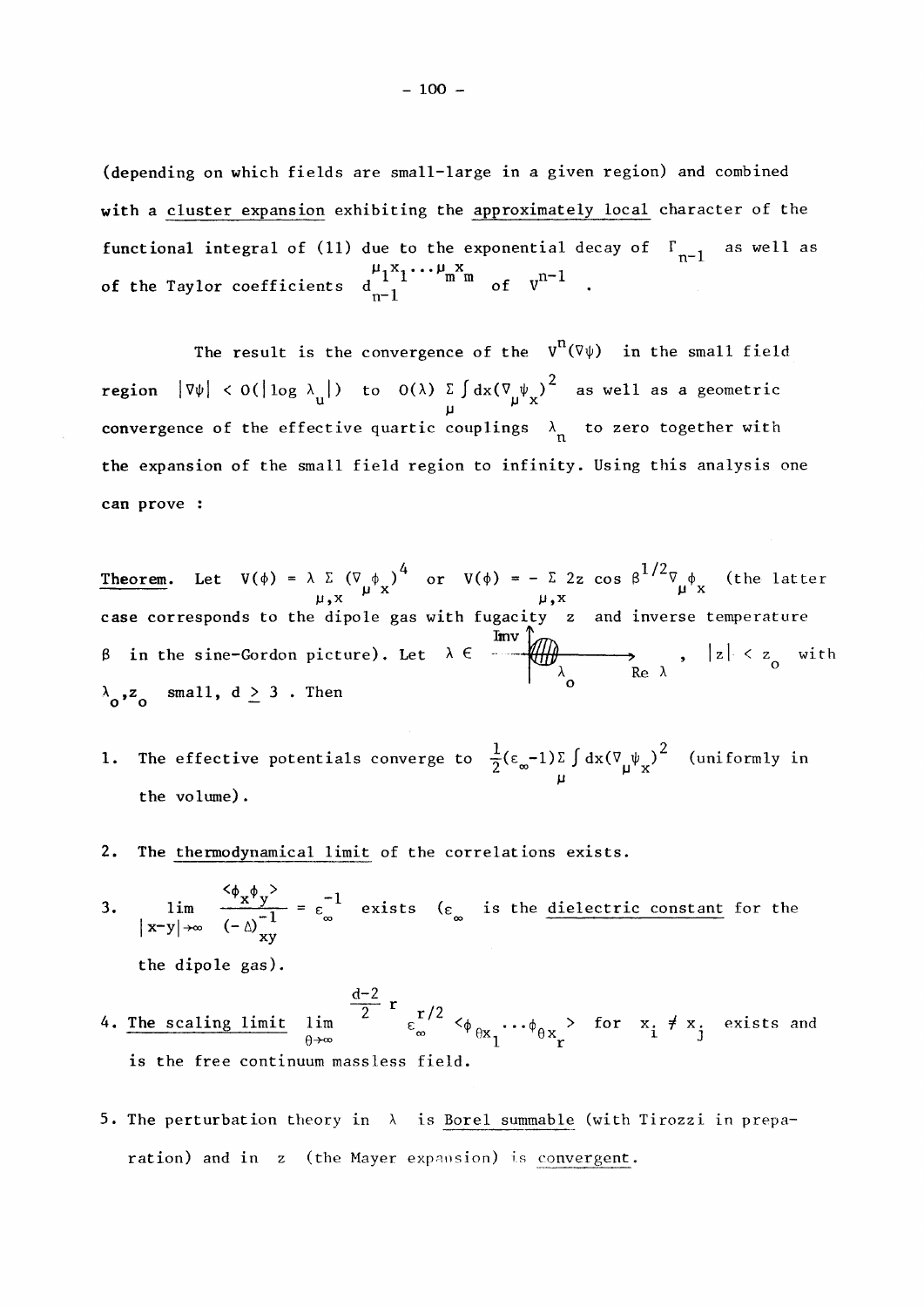(depending on which fields are small-large in a given region) and combined with a cluster expansion exhibiting the approximately local character of the functional integral of (11) due to the exponential decay of $\Gamma_{n-1}$ as well as of the Taylor coefficients $d_{n-1}^{\mu_1 x_1 \ldots \mu_m x_m}$ of $V^{n-1}$ .

The result is the convergence of the $V^n(\nabla\psi)$ in the small field region $|\nabla\psi| < O(|\log \lambda_u|)$ to $O(\lambda) \sum_\mu \int dx (\nabla_\mu \psi_x)^2$ as well as a geometric convergence of the effective quartic couplings $\lambda_n$ to zero together with the expansion of the small field region to infinity. Using this analysis one can prove :

**Theorem.** Let $V(\phi) = \lambda \sum_{\mu,x} (\nabla_\mu \phi_x)^4$ or $V(\phi) = - \sum_{\mu,x} 2z \cos \beta^{1/2} \nabla_\mu \phi_x$ (the latter case corresponds to the dipole gas with fugacity $z$ and inverse temperature $\beta$ in the sine-Gordon picture). Let $\lambda \in$ [small region near $\lambda_0$ in the complex plane, axes $\mathrm{Re}\,\lambda$, $\mathrm{Im}\,\lambda$], $|z| < z_0$ with $\lambda_0, z_0$ small, $d \geq 3$ . Then

1. The effective potentials converge to $\frac{1}{2}(\varepsilon_\infty - 1) \sum_\mu \int dx (\nabla_\mu \psi_x)^2$ (uniformly in the volume).

2. The thermodynamical limit of the correlations exists.

3. $\lim_{|x-y| \to \infty} \dfrac{\langle \phi_x \phi_y \rangle}{(-\Delta)^{-1}_{xy}} = \varepsilon_\infty^{-1}$ exists ($\varepsilon_\infty$ is the dielectric constant for the dipole gas).

4. The scaling limit $\lim_{\theta \to \infty} \theta^{\frac{d-2}{2} r} \varepsilon_\infty^{r/2} \langle \phi_{\theta x_1} \cdots \phi_{\theta x_r} \rangle$ for $x_i \neq x_j$ exists and is the free continuum massless field.

5. The perturbation theory in $\lambda$ is Borel summable (with Tirozzi in preparation) and in $z$ (the Mayer expansion) is convergent.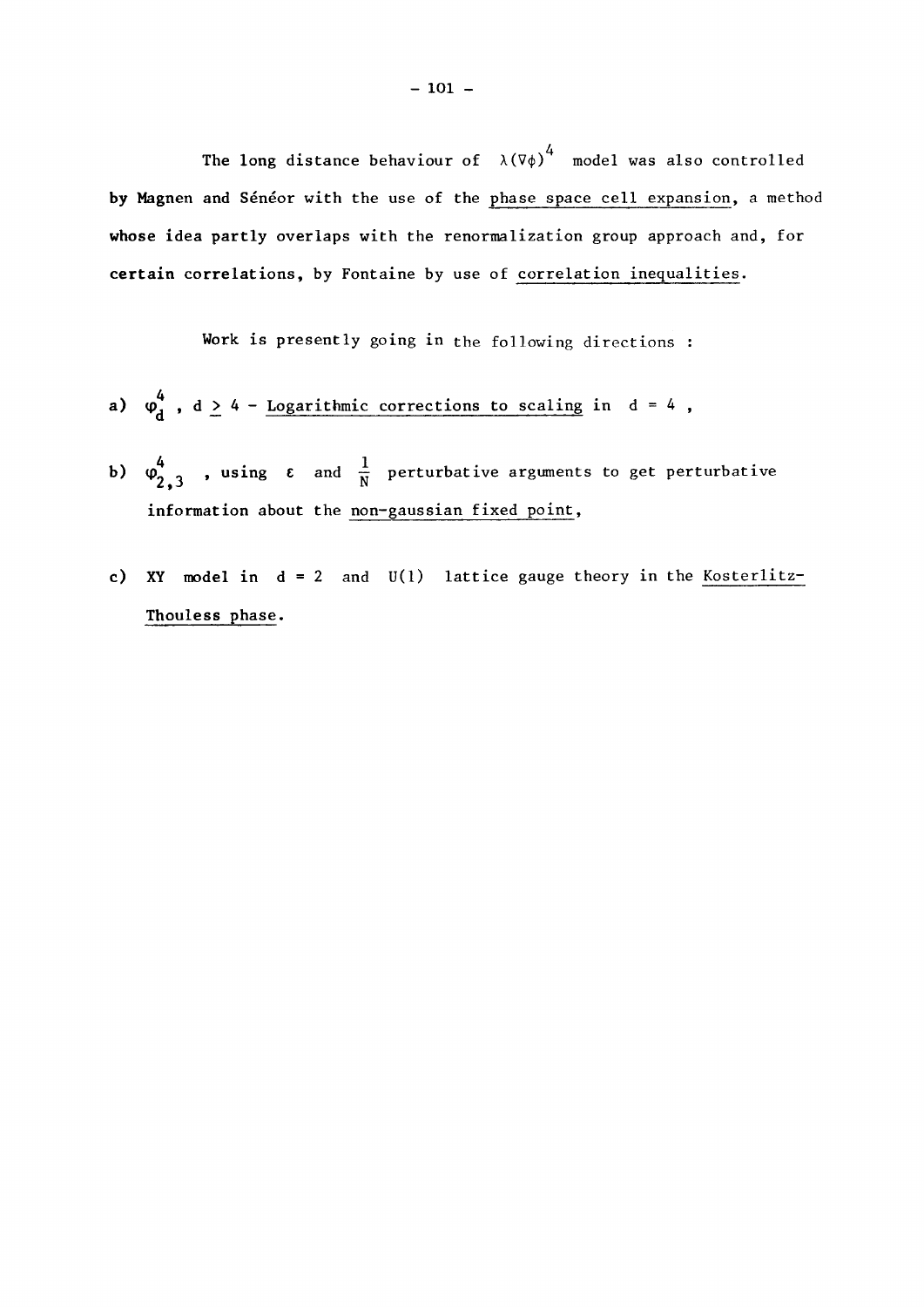The long distance behaviour of $\lambda(\nabla\phi)^4$ model was also controlled by Magnen and Sénéor with the use of the phase space cell expansion, a method whose idea partly overlaps with the renormalization group approach and, for certain correlations, by Fontaine by use of correlation inequalities.

Work is presently going in the following directions :

a) $\varphi^4_d$ , $d \geq 4$ - Logarithmic corrections to scaling in $d = 4$ ,

b) $\varphi^4_{2,3}$ , using $\varepsilon$ and $\frac{1}{N}$ perturbative arguments to get perturbative information about the non-gaussian fixed point,

c) XY model in $d = 2$ and U(1) lattice gauge theory in the Kosterlitz-Thouless phase.